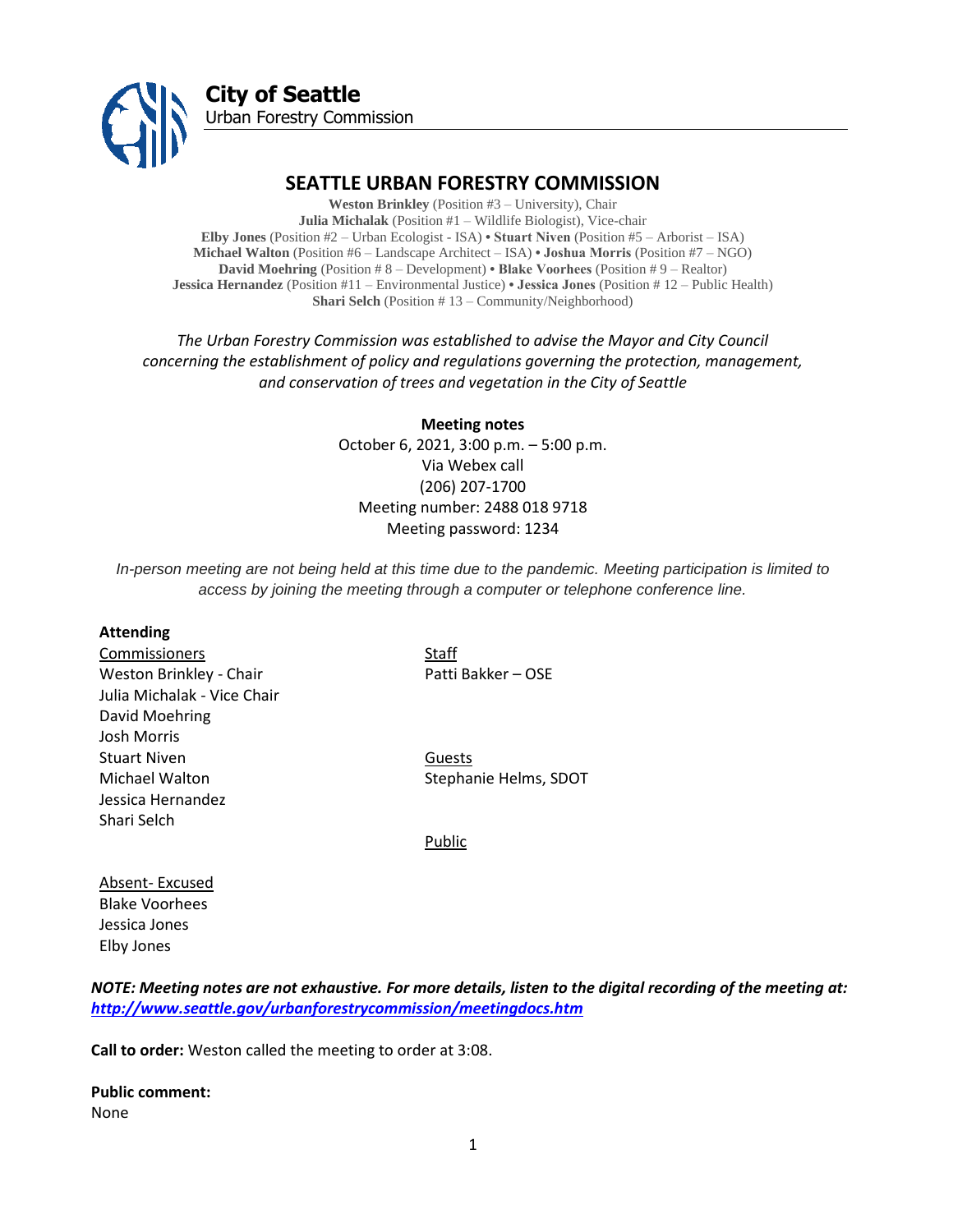**City of Seattle**
Urban Forestry Commission

# SEATTLE URBAN FORESTRY COMMISSION

**Weston Brinkley** (Position #3 – University), Chair
**Julia Michalak** (Position #1 – Wildlife Biologist), Vice-chair
**Elby Jones** (Position #2 – Urban Ecologist - ISA) • **Stuart Niven** (Position #5 – Arborist – ISA)
**Michael Walton** (Position #6 – Landscape Architect – ISA) • **Joshua Morris** (Position #7 – NGO)
**David Moehring** (Position # 8 – Development) • **Blake Voorhees** (Position # 9 – Realtor)
**Jessica Hernandez** (Position #11 – Environmental Justice) • **Jessica Jones** (Position # 12 – Public Health)
**Shari Selch** (Position # 13 – Community/Neighborhood)

*The Urban Forestry Commission was established to advise the Mayor and City Council concerning the establishment of policy and regulations governing the protection, management, and conservation of trees and vegetation in the City of Seattle*

**Meeting notes**
October 6, 2021, 3:00 p.m. – 5:00 p.m.
Via Webex call
(206) 207-1700
Meeting number: 2488 018 9718
Meeting password: 1234

*In-person meeting are not being held at this time due to the pandemic. Meeting participation is limited to access by joining the meeting through a computer or telephone conference line.*

**Attending**

Commissioners
Weston Brinkley - Chair
Julia Michalak - Vice Chair
David Moehring
Josh Morris
Stuart Niven
Michael Walton
Jessica Hernandez
Shari Selch

Staff
Patti Bakker – OSE

Guests
Stephanie Helms, SDOT

Public

Absent- Excused
Blake Voorhees
Jessica Jones
Elby Jones

***NOTE: Meeting notes are not exhaustive. For more details, listen to the digital recording of the meeting at: http://www.seattle.gov/urbanforestrycommission/meetingdocs.htm***

**Call to order:** Weston called the meeting to order at 3:08.

**Public comment:**
None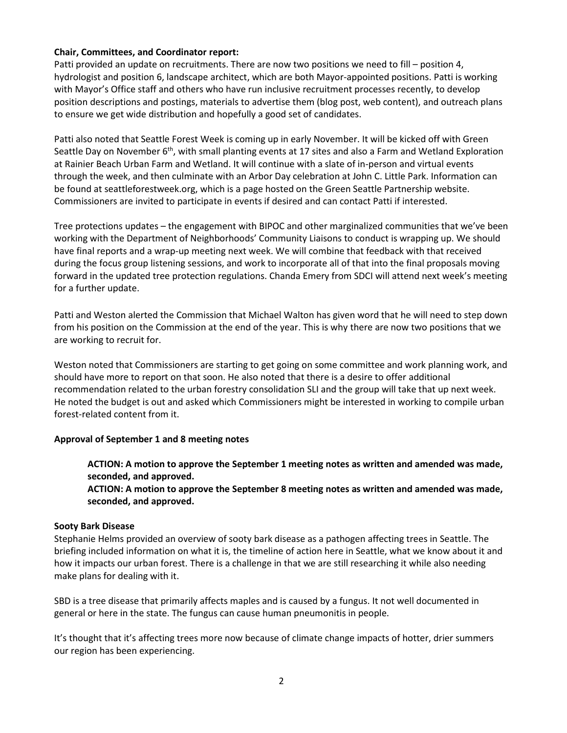**Chair, Committees, and Coordinator report:**

Patti provided an update on recruitments. There are now two positions we need to fill – position 4, hydrologist and position 6, landscape architect, which are both Mayor-appointed positions. Patti is working with Mayor's Office staff and others who have run inclusive recruitment processes recently, to develop position descriptions and postings, materials to advertise them (blog post, web content), and outreach plans to ensure we get wide distribution and hopefully a good set of candidates.

Patti also noted that Seattle Forest Week is coming up in early November. It will be kicked off with Green Seattle Day on November 6th, with small planting events at 17 sites and also a Farm and Wetland Exploration at Rainier Beach Urban Farm and Wetland. It will continue with a slate of in-person and virtual events through the week, and then culminate with an Arbor Day celebration at John C. Little Park. Information can be found at seattleforestweek.org, which is a page hosted on the Green Seattle Partnership website. Commissioners are invited to participate in events if desired and can contact Patti if interested.

Tree protections updates – the engagement with BIPOC and other marginalized communities that we've been working with the Department of Neighborhoods' Community Liaisons to conduct is wrapping up. We should have final reports and a wrap-up meeting next week. We will combine that feedback with that received during the focus group listening sessions, and work to incorporate all of that into the final proposals moving forward in the updated tree protection regulations. Chanda Emery from SDCI will attend next week's meeting for a further update.

Patti and Weston alerted the Commission that Michael Walton has given word that he will need to step down from his position on the Commission at the end of the year. This is why there are now two positions that we are working to recruit for.

Weston noted that Commissioners are starting to get going on some committee and work planning work, and should have more to report on that soon. He also noted that there is a desire to offer additional recommendation related to the urban forestry consolidation SLI and the group will take that up next week. He noted the budget is out and asked which Commissioners might be interested in working to compile urban forest-related content from it.

**Approval of September 1 and 8 meeting notes**

> **ACTION: A motion to approve the September 1 meeting notes as written and amended was made, seconded, and approved.**
> **ACTION: A motion to approve the September 8 meeting notes as written and amended was made, seconded, and approved.**

**Sooty Bark Disease**

Stephanie Helms provided an overview of sooty bark disease as a pathogen affecting trees in Seattle. The briefing included information on what it is, the timeline of action here in Seattle, what we know about it and how it impacts our urban forest. There is a challenge in that we are still researching it while also needing make plans for dealing with it.

SBD is a tree disease that primarily affects maples and is caused by a fungus. It not well documented in general or here in the state. The fungus can cause human pneumonitis in people.

It's thought that it's affecting trees more now because of climate change impacts of hotter, drier summers our region has been experiencing.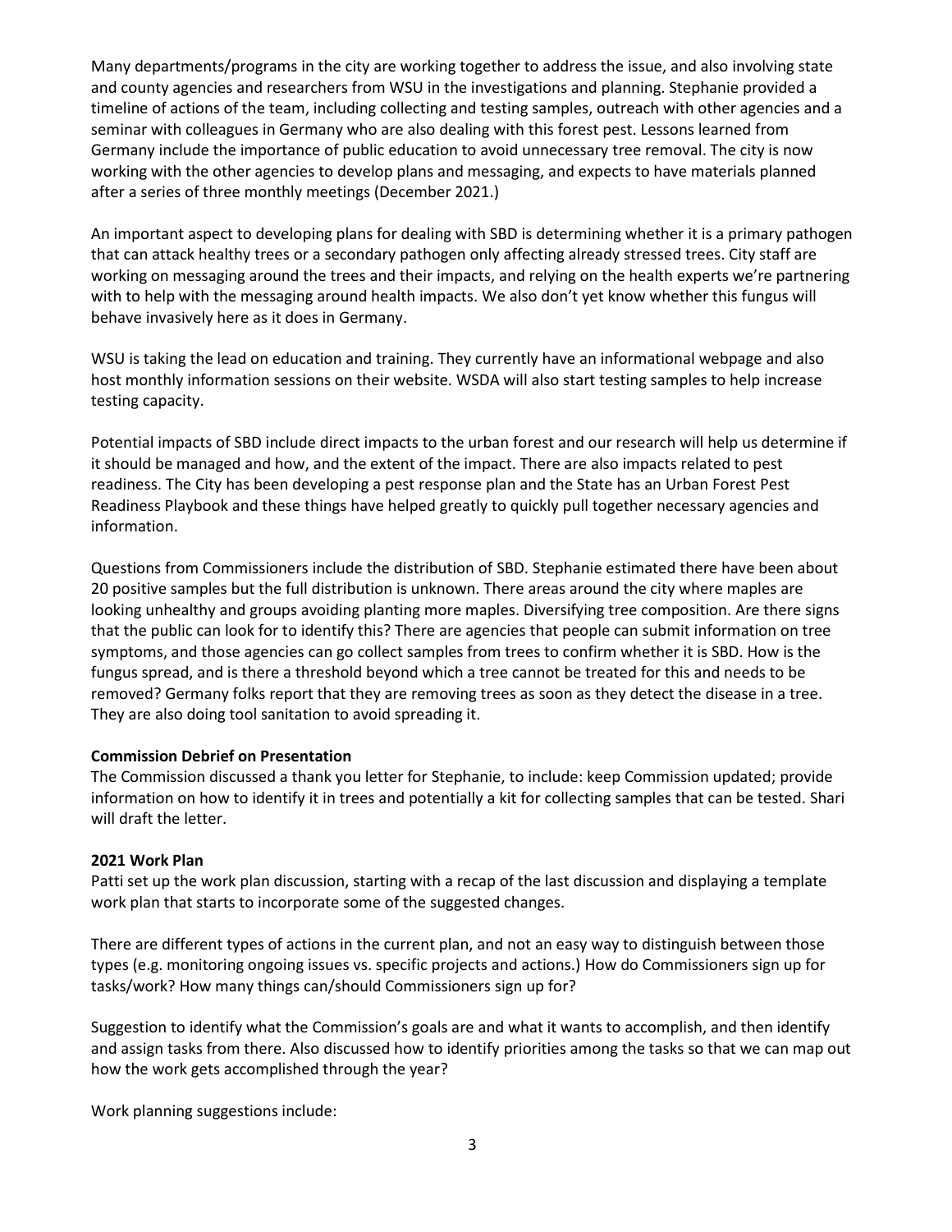Many departments/programs in the city are working together to address the issue, and also involving state and county agencies and researchers from WSU in the investigations and planning. Stephanie provided a timeline of actions of the team, including collecting and testing samples, outreach with other agencies and a seminar with colleagues in Germany who are also dealing with this forest pest. Lessons learned from Germany include the importance of public education to avoid unnecessary tree removal. The city is now working with the other agencies to develop plans and messaging, and expects to have materials planned after a series of three monthly meetings (December 2021.)

An important aspect to developing plans for dealing with SBD is determining whether it is a primary pathogen that can attack healthy trees or a secondary pathogen only affecting already stressed trees. City staff are working on messaging around the trees and their impacts, and relying on the health experts we're partnering with to help with the messaging around health impacts. We also don't yet know whether this fungus will behave invasively here as it does in Germany.

WSU is taking the lead on education and training. They currently have an informational webpage and also host monthly information sessions on their website. WSDA will also start testing samples to help increase testing capacity.

Potential impacts of SBD include direct impacts to the urban forest and our research will help us determine if it should be managed and how, and the extent of the impact. There are also impacts related to pest readiness. The City has been developing a pest response plan and the State has an Urban Forest Pest Readiness Playbook and these things have helped greatly to quickly pull together necessary agencies and information.

Questions from Commissioners include the distribution of SBD. Stephanie estimated there have been about 20 positive samples but the full distribution is unknown. There areas around the city where maples are looking unhealthy and groups avoiding planting more maples. Diversifying tree composition. Are there signs that the public can look for to identify this? There are agencies that people can submit information on tree symptoms, and those agencies can go collect samples from trees to confirm whether it is SBD. How is the fungus spread, and is there a threshold beyond which a tree cannot be treated for this and needs to be removed? Germany folks report that they are removing trees as soon as they detect the disease in a tree. They are also doing tool sanitation to avoid spreading it.

**Commission Debrief on Presentation**

The Commission discussed a thank you letter for Stephanie, to include: keep Commission updated; provide information on how to identify it in trees and potentially a kit for collecting samples that can be tested. Shari will draft the letter.

**2021 Work Plan**

Patti set up the work plan discussion, starting with a recap of the last discussion and displaying a template work plan that starts to incorporate some of the suggested changes.

There are different types of actions in the current plan, and not an easy way to distinguish between those types (e.g. monitoring ongoing issues vs. specific projects and actions.) How do Commissioners sign up for tasks/work? How many things can/should Commissioners sign up for?

Suggestion to identify what the Commission's goals are and what it wants to accomplish, and then identify and assign tasks from there. Also discussed how to identify priorities among the tasks so that we can map out how the work gets accomplished through the year?

Work planning suggestions include: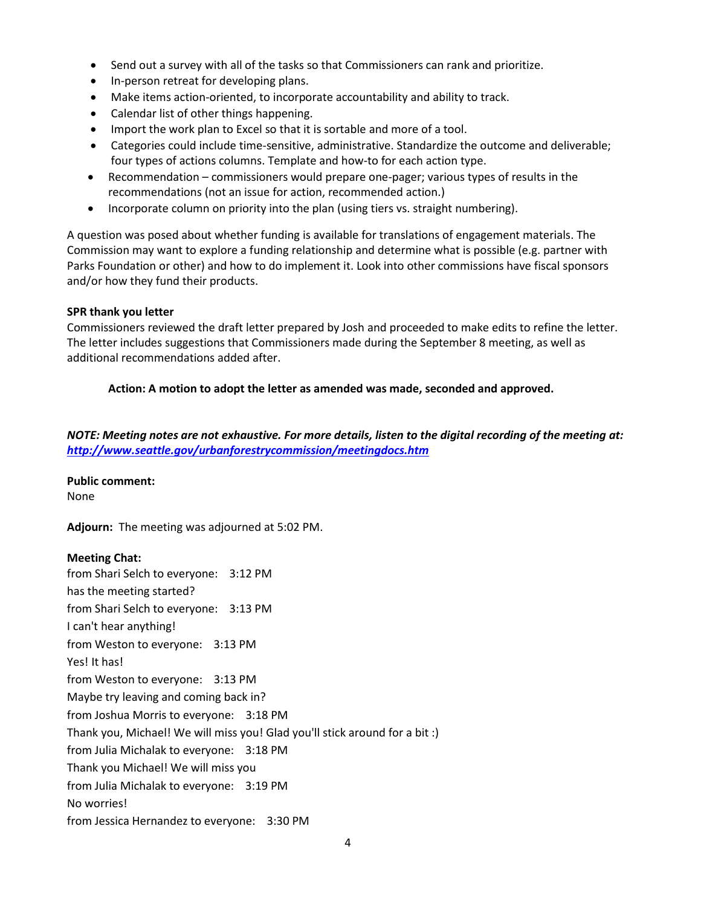- Send out a survey with all of the tasks so that Commissioners can rank and prioritize.
- In-person retreat for developing plans.
- Make items action-oriented, to incorporate accountability and ability to track.
- Calendar list of other things happening.
- Import the work plan to Excel so that it is sortable and more of a tool.
- Categories could include time-sensitive, administrative. Standardize the outcome and deliverable; four types of actions columns. Template and how-to for each action type.
- Recommendation – commissioners would prepare one-pager; various types of results in the recommendations (not an issue for action, recommended action.)
- Incorporate column on priority into the plan (using tiers vs. straight numbering).

A question was posed about whether funding is available for translations of engagement materials. The Commission may want to explore a funding relationship and determine what is possible (e.g. partner with Parks Foundation or other) and how to do implement it. Look into other commissions have fiscal sponsors and/or how they fund their products.

**SPR thank you letter**
Commissioners reviewed the draft letter prepared by Josh and proceeded to make edits to refine the letter. The letter includes suggestions that Commissioners made during the September 8 meeting, as well as additional recommendations added after.

**Action: A motion to adopt the letter as amended was made, seconded and approved.**

***NOTE: Meeting notes are not exhaustive. For more details, listen to the digital recording of the meeting at: [http://www.seattle.gov/urbanforestrycommission/meetingdocs.htm](http://www.seattle.gov/urbanforestrycommission/meetingdocs.htm)***

**Public comment:**
None

**Adjourn:** The meeting was adjourned at 5:02 PM.

**Meeting Chat:**
from Shari Selch to everyone: 3:12 PM
has the meeting started?
from Shari Selch to everyone: 3:13 PM
I can't hear anything!
from Weston to everyone: 3:13 PM
Yes! It has!
from Weston to everyone: 3:13 PM
Maybe try leaving and coming back in?
from Joshua Morris to everyone: 3:18 PM
Thank you, Michael! We will miss you! Glad you'll stick around for a bit :)
from Julia Michalak to everyone: 3:18 PM
Thank you Michael! We will miss you
from Julia Michalak to everyone: 3:19 PM
No worries!
from Jessica Hernandez to everyone: 3:30 PM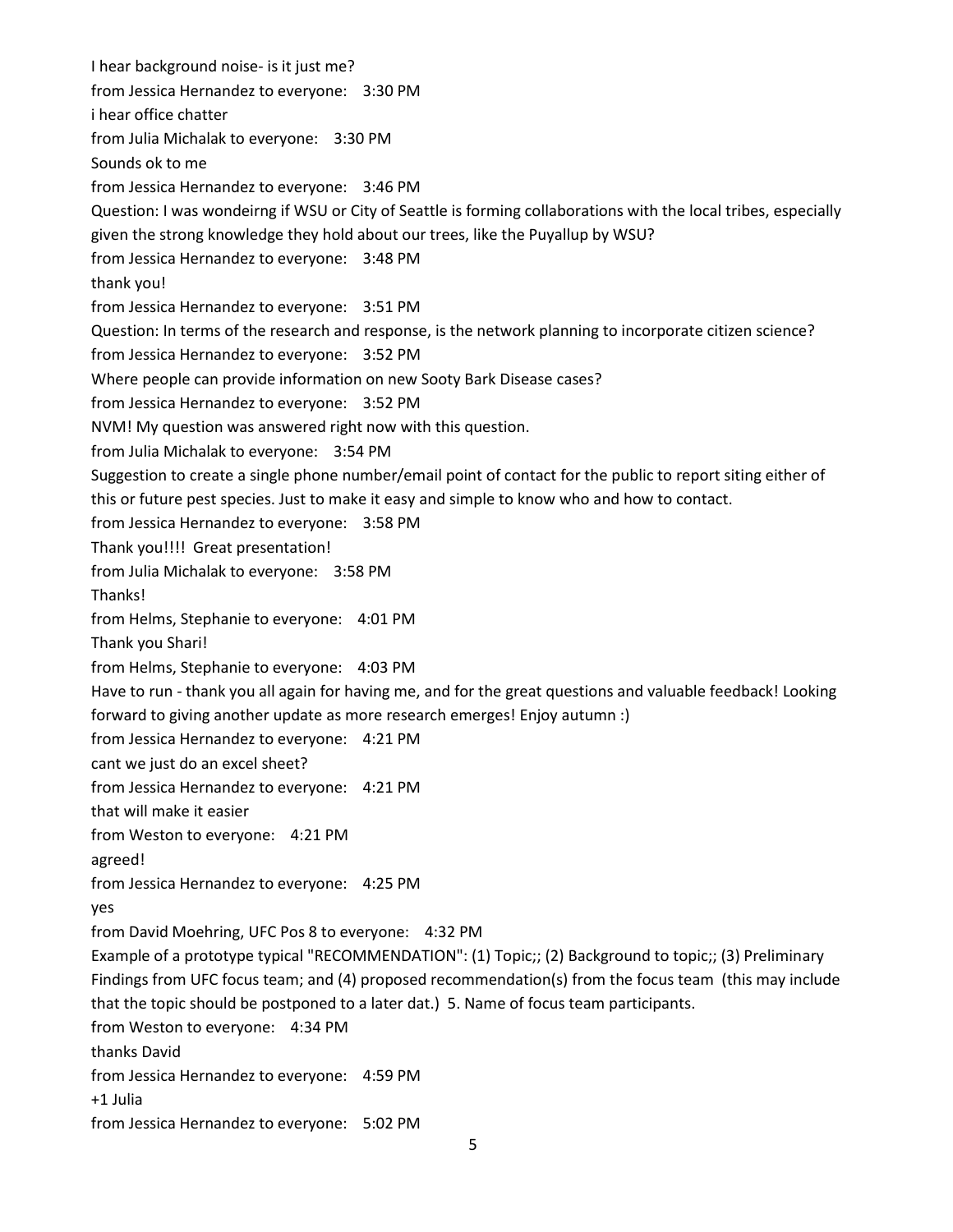I hear background noise- is it just me?

from Jessica Hernandez to everyone: 3:30 PM

i hear office chatter

from Julia Michalak to everyone: 3:30 PM

Sounds ok to me

from Jessica Hernandez to everyone: 3:46 PM

Question: I was wondeirng if WSU or City of Seattle is forming collaborations with the local tribes, especially given the strong knowledge they hold about our trees, like the Puyallup by WSU?

from Jessica Hernandez to everyone: 3:48 PM

thank you!

from Jessica Hernandez to everyone: 3:51 PM

Question: In terms of the research and response, is the network planning to incorporate citizen science?

from Jessica Hernandez to everyone: 3:52 PM

Where people can provide information on new Sooty Bark Disease cases?

from Jessica Hernandez to everyone: 3:52 PM

NVM! My question was answered right now with this question.

from Julia Michalak to everyone: 3:54 PM

Suggestion to create a single phone number/email point of contact for the public to report siting either of this or future pest species. Just to make it easy and simple to know who and how to contact.

from Jessica Hernandez to everyone: 3:58 PM

Thank you!!!! Great presentation!

from Julia Michalak to everyone: 3:58 PM

Thanks!

from Helms, Stephanie to everyone: 4:01 PM

Thank you Shari!

from Helms, Stephanie to everyone: 4:03 PM

Have to run - thank you all again for having me, and for the great questions and valuable feedback! Looking forward to giving another update as more research emerges! Enjoy autumn :)

from Jessica Hernandez to everyone: 4:21 PM

cant we just do an excel sheet?

from Jessica Hernandez to everyone: 4:21 PM

that will make it easier

from Weston to everyone: 4:21 PM

agreed!

from Jessica Hernandez to everyone: 4:25 PM

yes

from David Moehring, UFC Pos 8 to everyone: 4:32 PM

Example of a prototype typical "RECOMMENDATION": (1) Topic;; (2) Background to topic;; (3) Preliminary Findings from UFC focus team; and (4) proposed recommendation(s) from the focus team (this may include that the topic should be postponed to a later dat.) 5. Name of focus team participants.

from Weston to everyone: 4:34 PM

thanks David

from Jessica Hernandez to everyone: 4:59 PM

+1 Julia

from Jessica Hernandez to everyone: 5:02 PM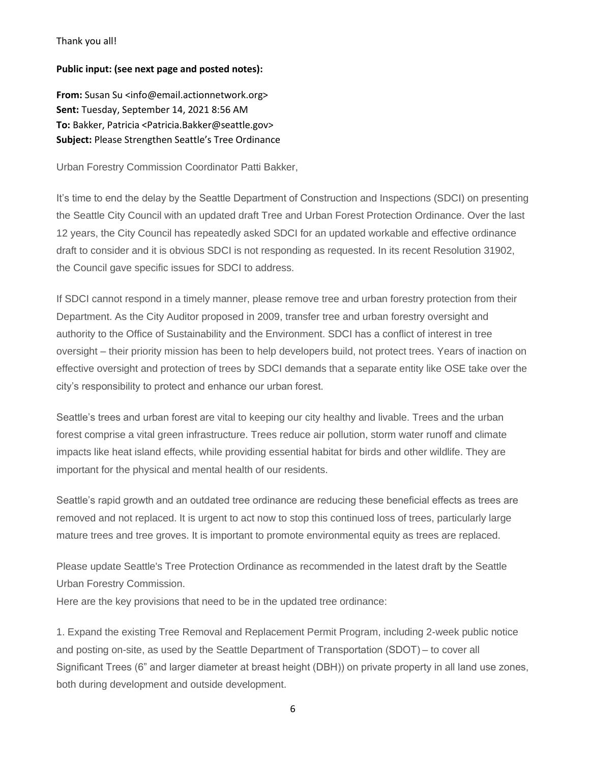Thank you all!

**Public input: (see next page and posted notes):**

**From:** Susan Su <info@email.actionnetwork.org>
**Sent:** Tuesday, September 14, 2021 8:56 AM
**To:** Bakker, Patricia <Patricia.Bakker@seattle.gov>
**Subject:** Please Strengthen Seattle's Tree Ordinance

Urban Forestry Commission Coordinator Patti Bakker,

It's time to end the delay by the Seattle Department of Construction and Inspections (SDCI) on presenting the Seattle City Council with an updated draft Tree and Urban Forest Protection Ordinance. Over the last 12 years, the City Council has repeatedly asked SDCI for an updated workable and effective ordinance draft to consider and it is obvious SDCI is not responding as requested. In its recent Resolution 31902, the Council gave specific issues for SDCI to address.

If SDCI cannot respond in a timely manner, please remove tree and urban forestry protection from their Department. As the City Auditor proposed in 2009, transfer tree and urban forestry oversight and authority to the Office of Sustainability and the Environment. SDCI has a conflict of interest in tree oversight – their priority mission has been to help developers build, not protect trees. Years of inaction on effective oversight and protection of trees by SDCI demands that a separate entity like OSE take over the city's responsibility to protect and enhance our urban forest.

Seattle's trees and urban forest are vital to keeping our city healthy and livable. Trees and the urban forest comprise a vital green infrastructure. Trees reduce air pollution, storm water runoff and climate impacts like heat island effects, while providing essential habitat for birds and other wildlife. They are important for the physical and mental health of our residents.

Seattle's rapid growth and an outdated tree ordinance are reducing these beneficial effects as trees are removed and not replaced. It is urgent to act now to stop this continued loss of trees, particularly large mature trees and tree groves. It is important to promote environmental equity as trees are replaced.

Please update Seattle's Tree Protection Ordinance as recommended in the latest draft by the Seattle Urban Forestry Commission.

Here are the key provisions that need to be in the updated tree ordinance:

1. Expand the existing Tree Removal and Replacement Permit Program, including 2-week public notice and posting on-site, as used by the Seattle Department of Transportation (SDOT) – to cover all Significant Trees (6" and larger diameter at breast height (DBH)) on private property in all land use zones, both during development and outside development.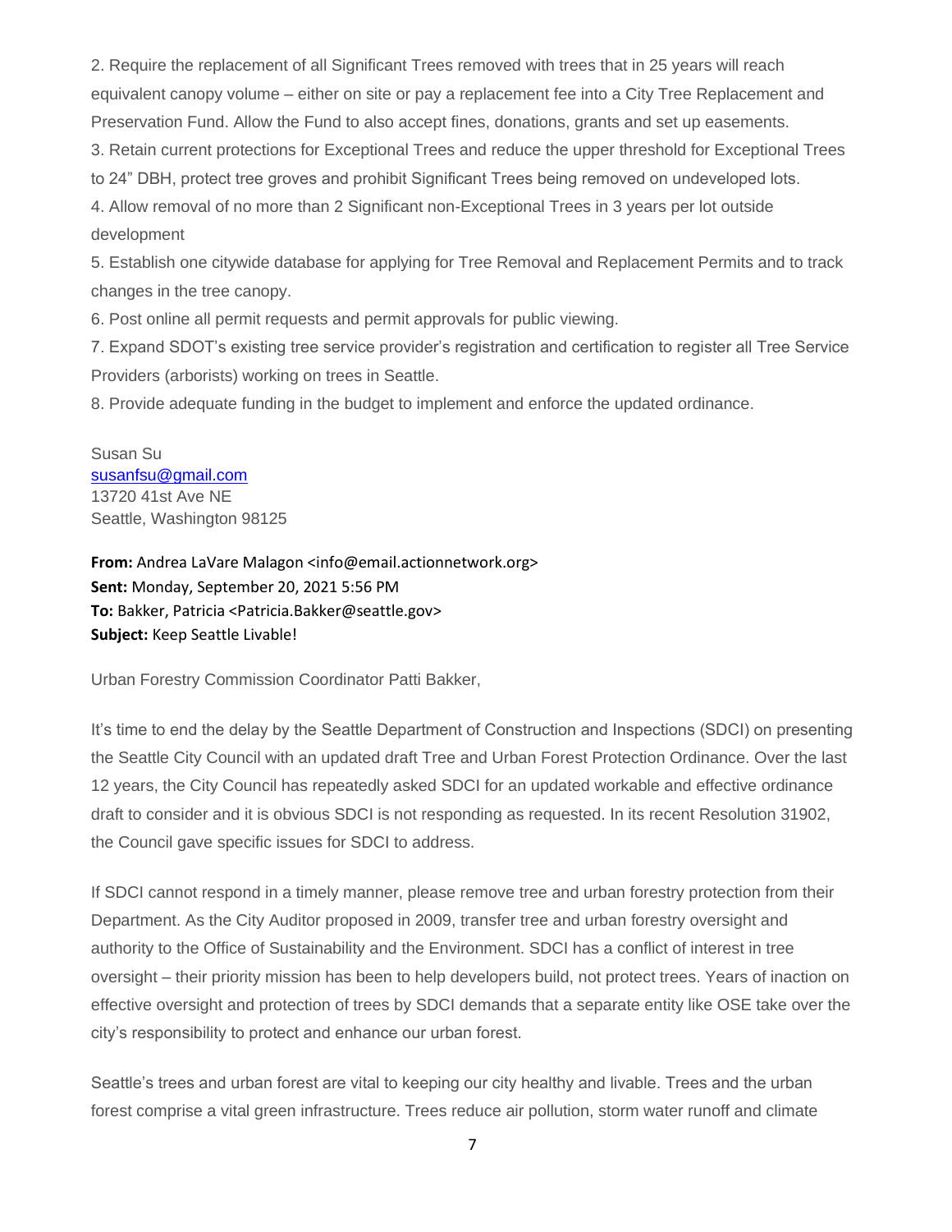2. Require the replacement of all Significant Trees removed with trees that in 25 years will reach equivalent canopy volume – either on site or pay a replacement fee into a City Tree Replacement and Preservation Fund. Allow the Fund to also accept fines, donations, grants and set up easements.

3. Retain current protections for Exceptional Trees and reduce the upper threshold for Exceptional Trees to 24" DBH, protect tree groves and prohibit Significant Trees being removed on undeveloped lots.

4. Allow removal of no more than 2 Significant non-Exceptional Trees in 3 years per lot outside development

5. Establish one citywide database for applying for Tree Removal and Replacement Permits and to track changes in the tree canopy.

6. Post online all permit requests and permit approvals for public viewing.

7. Expand SDOT's existing tree service provider's registration and certification to register all Tree Service Providers (arborists) working on trees in Seattle.

8. Provide adequate funding in the budget to implement and enforce the updated ordinance.

Susan Su
susanfsu@gmail.com
13720 41st Ave NE
Seattle, Washington 98125

**From:** Andrea LaVare Malagon <info@email.actionnetwork.org>
**Sent:** Monday, September 20, 2021 5:56 PM
**To:** Bakker, Patricia <Patricia.Bakker@seattle.gov>
**Subject:** Keep Seattle Livable!

Urban Forestry Commission Coordinator Patti Bakker,

It's time to end the delay by the Seattle Department of Construction and Inspections (SDCI) on presenting the Seattle City Council with an updated draft Tree and Urban Forest Protection Ordinance. Over the last 12 years, the City Council has repeatedly asked SDCI for an updated workable and effective ordinance draft to consider and it is obvious SDCI is not responding as requested. In its recent Resolution 31902, the Council gave specific issues for SDCI to address.

If SDCI cannot respond in a timely manner, please remove tree and urban forestry protection from their Department. As the City Auditor proposed in 2009, transfer tree and urban forestry oversight and authority to the Office of Sustainability and the Environment. SDCI has a conflict of interest in tree oversight – their priority mission has been to help developers build, not protect trees. Years of inaction on effective oversight and protection of trees by SDCI demands that a separate entity like OSE take over the city's responsibility to protect and enhance our urban forest.

Seattle's trees and urban forest are vital to keeping our city healthy and livable. Trees and the urban forest comprise a vital green infrastructure. Trees reduce air pollution, storm water runoff and climate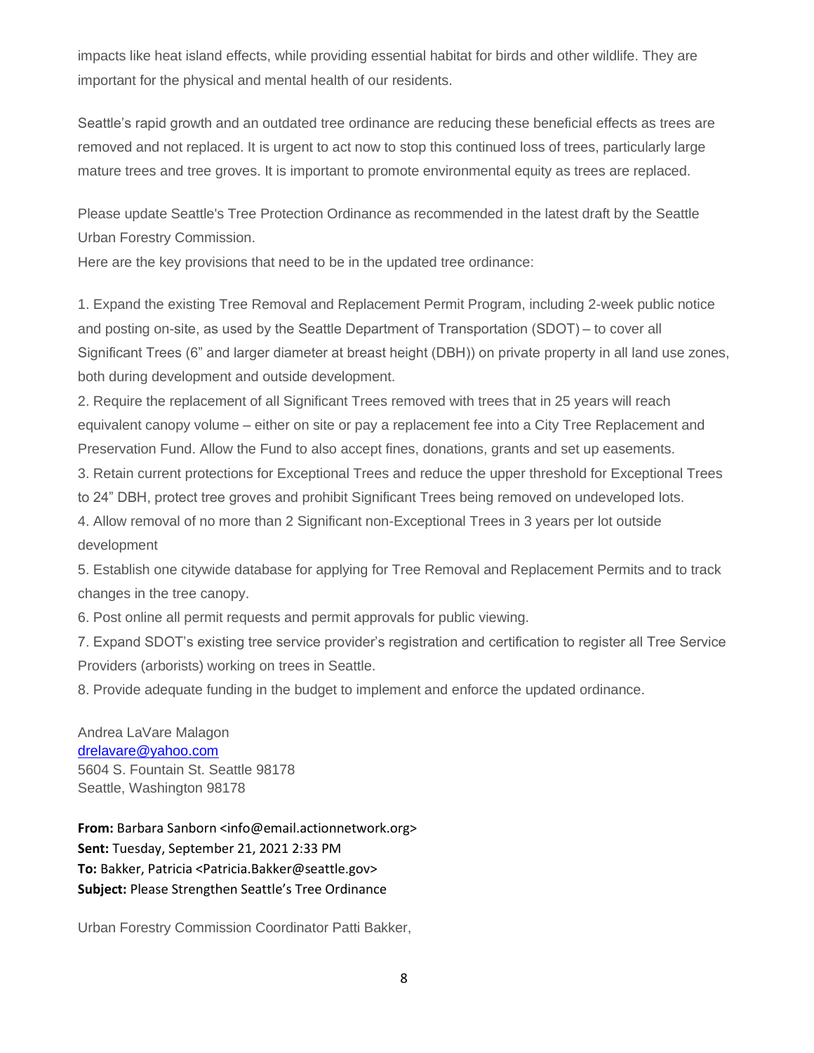impacts like heat island effects, while providing essential habitat for birds and other wildlife. They are important for the physical and mental health of our residents.

Seattle's rapid growth and an outdated tree ordinance are reducing these beneficial effects as trees are removed and not replaced. It is urgent to act now to stop this continued loss of trees, particularly large mature trees and tree groves. It is important to promote environmental equity as trees are replaced.

Please update Seattle's Tree Protection Ordinance as recommended in the latest draft by the Seattle Urban Forestry Commission.
Here are the key provisions that need to be in the updated tree ordinance:

1. Expand the existing Tree Removal and Replacement Permit Program, including 2-week public notice and posting on-site, as used by the Seattle Department of Transportation (SDOT) – to cover all Significant Trees (6" and larger diameter at breast height (DBH)) on private property in all land use zones, both during development and outside development.
2. Require the replacement of all Significant Trees removed with trees that in 25 years will reach equivalent canopy volume – either on site or pay a replacement fee into a City Tree Replacement and Preservation Fund. Allow the Fund to also accept fines, donations, grants and set up easements.
3. Retain current protections for Exceptional Trees and reduce the upper threshold for Exceptional Trees to 24" DBH, protect tree groves and prohibit Significant Trees being removed on undeveloped lots.
4. Allow removal of no more than 2 Significant non-Exceptional Trees in 3 years per lot outside development
5. Establish one citywide database for applying for Tree Removal and Replacement Permits and to track changes in the tree canopy.
6. Post online all permit requests and permit approvals for public viewing.
7. Expand SDOT's existing tree service provider's registration and certification to register all Tree Service Providers (arborists) working on trees in Seattle.
8. Provide adequate funding in the budget to implement and enforce the updated ordinance.

Andrea LaVare Malagon
drelavare@yahoo.com
5604 S. Fountain St. Seattle 98178
Seattle, Washington 98178

**From:** Barbara Sanborn <info@email.actionnetwork.org>
**Sent:** Tuesday, September 21, 2021 2:33 PM
**To:** Bakker, Patricia <Patricia.Bakker@seattle.gov>
**Subject:** Please Strengthen Seattle's Tree Ordinance

Urban Forestry Commission Coordinator Patti Bakker,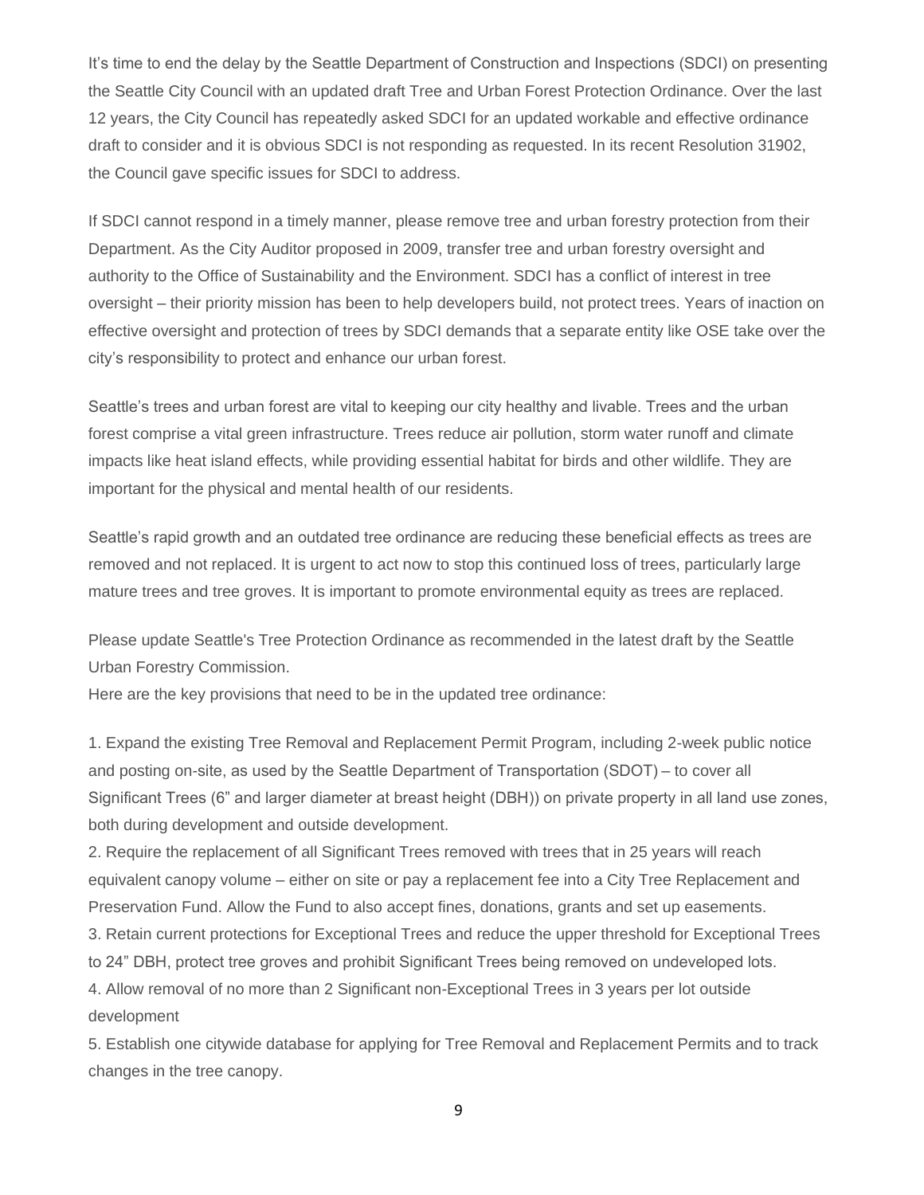It's time to end the delay by the Seattle Department of Construction and Inspections (SDCI) on presenting the Seattle City Council with an updated draft Tree and Urban Forest Protection Ordinance. Over the last 12 years, the City Council has repeatedly asked SDCI for an updated workable and effective ordinance draft to consider and it is obvious SDCI is not responding as requested. In its recent Resolution 31902, the Council gave specific issues for SDCI to address.

If SDCI cannot respond in a timely manner, please remove tree and urban forestry protection from their Department. As the City Auditor proposed in 2009, transfer tree and urban forestry oversight and authority to the Office of Sustainability and the Environment. SDCI has a conflict of interest in tree oversight – their priority mission has been to help developers build, not protect trees. Years of inaction on effective oversight and protection of trees by SDCI demands that a separate entity like OSE take over the city's responsibility to protect and enhance our urban forest.

Seattle's trees and urban forest are vital to keeping our city healthy and livable. Trees and the urban forest comprise a vital green infrastructure. Trees reduce air pollution, storm water runoff and climate impacts like heat island effects, while providing essential habitat for birds and other wildlife. They are important for the physical and mental health of our residents.

Seattle's rapid growth and an outdated tree ordinance are reducing these beneficial effects as trees are removed and not replaced. It is urgent to act now to stop this continued loss of trees, particularly large mature trees and tree groves. It is important to promote environmental equity as trees are replaced.

Please update Seattle's Tree Protection Ordinance as recommended in the latest draft by the Seattle Urban Forestry Commission.

Here are the key provisions that need to be in the updated tree ordinance:

1. Expand the existing Tree Removal and Replacement Permit Program, including 2-week public notice and posting on-site, as used by the Seattle Department of Transportation (SDOT) – to cover all Significant Trees (6" and larger diameter at breast height (DBH)) on private property in all land use zones, both during development and outside development.
2. Require the replacement of all Significant Trees removed with trees that in 25 years will reach equivalent canopy volume – either on site or pay a replacement fee into a City Tree Replacement and Preservation Fund. Allow the Fund to also accept fines, donations, grants and set up easements.
3. Retain current protections for Exceptional Trees and reduce the upper threshold for Exceptional Trees to 24" DBH, protect tree groves and prohibit Significant Trees being removed on undeveloped lots.
4. Allow removal of no more than 2 Significant non-Exceptional Trees in 3 years per lot outside development
5. Establish one citywide database for applying for Tree Removal and Replacement Permits and to track changes in the tree canopy.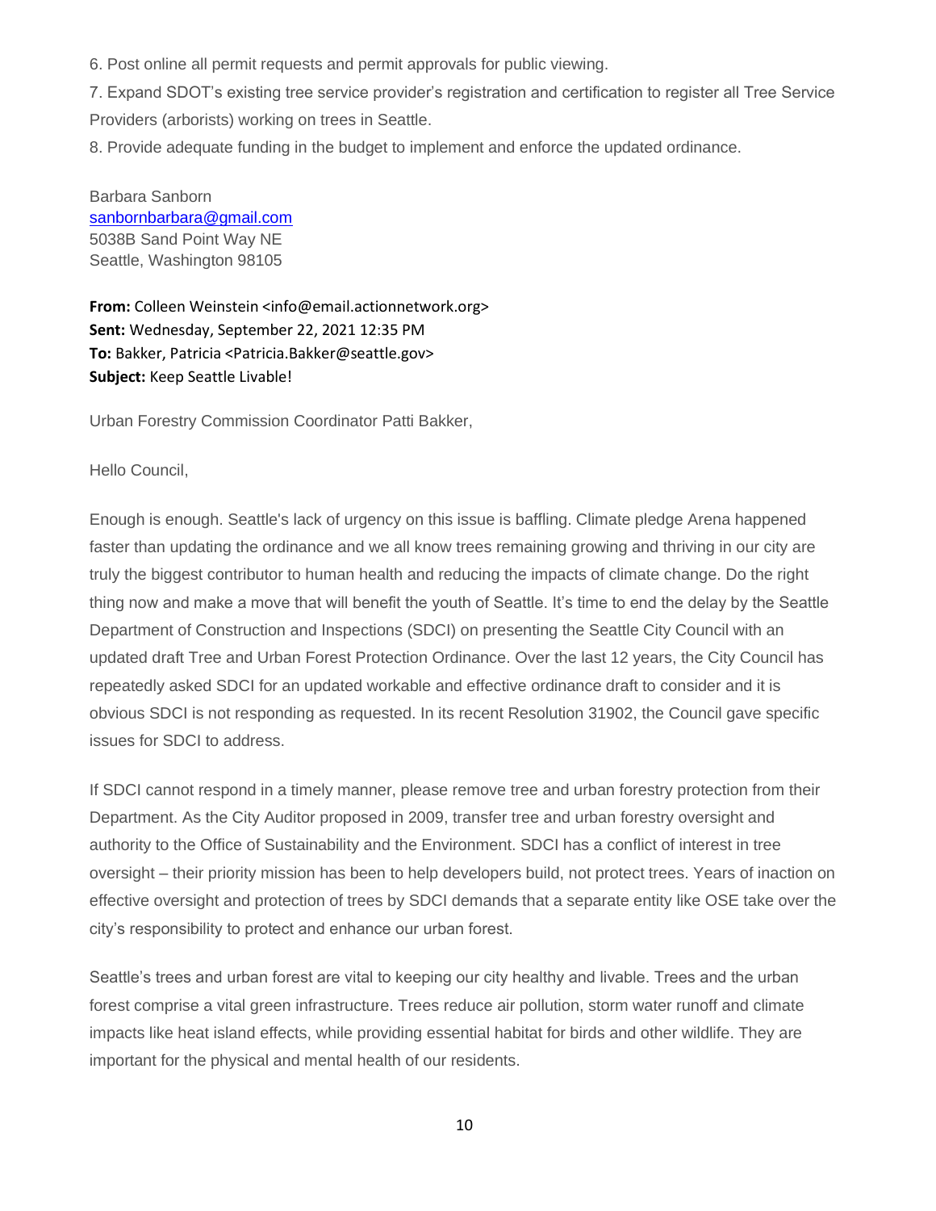6. Post online all permit requests and permit approvals for public viewing.

7. Expand SDOT's existing tree service provider's registration and certification to register all Tree Service Providers (arborists) working on trees in Seattle.

8. Provide adequate funding in the budget to implement and enforce the updated ordinance.

Barbara Sanborn
sanbornbarbara@gmail.com
5038B Sand Point Way NE
Seattle, Washington 98105

**From:** Colleen Weinstein <info@email.actionnetwork.org>
**Sent:** Wednesday, September 22, 2021 12:35 PM
**To:** Bakker, Patricia <Patricia.Bakker@seattle.gov>
**Subject:** Keep Seattle Livable!

Urban Forestry Commission Coordinator Patti Bakker,

Hello Council,

Enough is enough. Seattle's lack of urgency on this issue is baffling. Climate pledge Arena happened faster than updating the ordinance and we all know trees remaining growing and thriving in our city are truly the biggest contributor to human health and reducing the impacts of climate change. Do the right thing now and make a move that will benefit the youth of Seattle. It's time to end the delay by the Seattle Department of Construction and Inspections (SDCI) on presenting the Seattle City Council with an updated draft Tree and Urban Forest Protection Ordinance. Over the last 12 years, the City Council has repeatedly asked SDCI for an updated workable and effective ordinance draft to consider and it is obvious SDCI is not responding as requested. In its recent Resolution 31902, the Council gave specific issues for SDCI to address.

If SDCI cannot respond in a timely manner, please remove tree and urban forestry protection from their Department. As the City Auditor proposed in 2009, transfer tree and urban forestry oversight and authority to the Office of Sustainability and the Environment. SDCI has a conflict of interest in tree oversight – their priority mission has been to help developers build, not protect trees. Years of inaction on effective oversight and protection of trees by SDCI demands that a separate entity like OSE take over the city's responsibility to protect and enhance our urban forest.

Seattle's trees and urban forest are vital to keeping our city healthy and livable. Trees and the urban forest comprise a vital green infrastructure. Trees reduce air pollution, storm water runoff and climate impacts like heat island effects, while providing essential habitat for birds and other wildlife. They are important for the physical and mental health of our residents.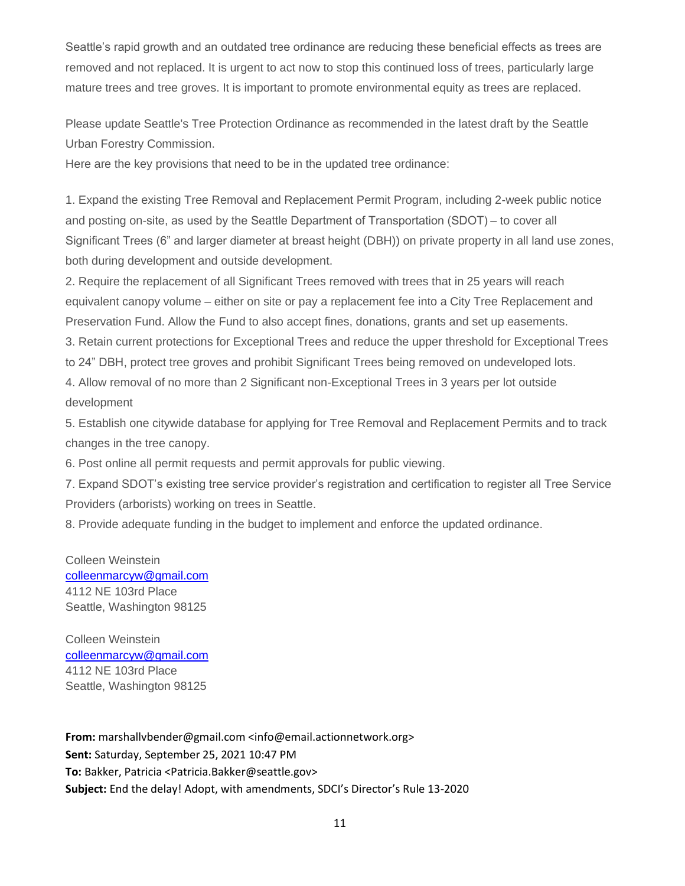Seattle's rapid growth and an outdated tree ordinance are reducing these beneficial effects as trees are removed and not replaced. It is urgent to act now to stop this continued loss of trees, particularly large mature trees and tree groves. It is important to promote environmental equity as trees are replaced.

Please update Seattle's Tree Protection Ordinance as recommended in the latest draft by the Seattle Urban Forestry Commission.
Here are the key provisions that need to be in the updated tree ordinance:

1. Expand the existing Tree Removal and Replacement Permit Program, including 2-week public notice and posting on-site, as used by the Seattle Department of Transportation (SDOT) – to cover all Significant Trees (6" and larger diameter at breast height (DBH)) on private property in all land use zones, both during development and outside development.
2. Require the replacement of all Significant Trees removed with trees that in 25 years will reach equivalent canopy volume – either on site or pay a replacement fee into a City Tree Replacement and Preservation Fund. Allow the Fund to also accept fines, donations, grants and set up easements.
3. Retain current protections for Exceptional Trees and reduce the upper threshold for Exceptional Trees to 24" DBH, protect tree groves and prohibit Significant Trees being removed on undeveloped lots.
4. Allow removal of no more than 2 Significant non-Exceptional Trees in 3 years per lot outside development
5. Establish one citywide database for applying for Tree Removal and Replacement Permits and to track changes in the tree canopy.
6. Post online all permit requests and permit approvals for public viewing.
7. Expand SDOT's existing tree service provider's registration and certification to register all Tree Service Providers (arborists) working on trees in Seattle.
8. Provide adequate funding in the budget to implement and enforce the updated ordinance.

Colleen Weinstein
colleenmarcyw@gmail.com
4112 NE 103rd Place
Seattle, Washington 98125

Colleen Weinstein
colleenmarcyw@gmail.com
4112 NE 103rd Place
Seattle, Washington 98125

**From:** marshallvbender@gmail.com <info@email.actionnetwork.org>
**Sent:** Saturday, September 25, 2021 10:47 PM
**To:** Bakker, Patricia <Patricia.Bakker@seattle.gov>
**Subject:** End the delay! Adopt, with amendments, SDCI's Director's Rule 13-2020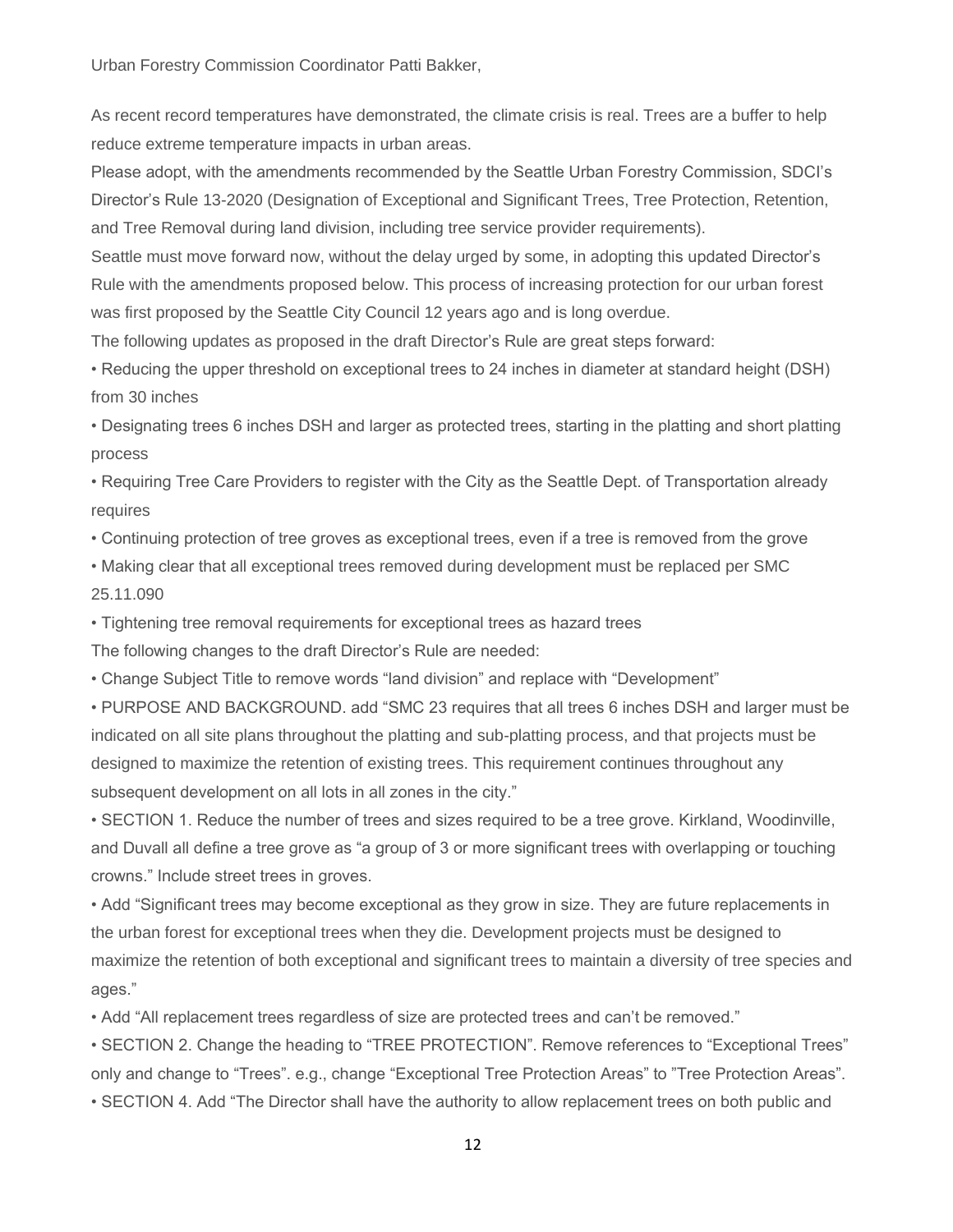Urban Forestry Commission Coordinator Patti Bakker,

As recent record temperatures have demonstrated, the climate crisis is real. Trees are a buffer to help reduce extreme temperature impacts in urban areas.

Please adopt, with the amendments recommended by the Seattle Urban Forestry Commission, SDCI's Director's Rule 13-2020 (Designation of Exceptional and Significant Trees, Tree Protection, Retention, and Tree Removal during land division, including tree service provider requirements).

Seattle must move forward now, without the delay urged by some, in adopting this updated Director's Rule with the amendments proposed below. This process of increasing protection for our urban forest was first proposed by the Seattle City Council 12 years ago and is long overdue.

The following updates as proposed in the draft Director's Rule are great steps forward:

• Reducing the upper threshold on exceptional trees to 24 inches in diameter at standard height (DSH) from 30 inches

• Designating trees 6 inches DSH and larger as protected trees, starting in the platting and short platting process

• Requiring Tree Care Providers to register with the City as the Seattle Dept. of Transportation already requires

• Continuing protection of tree groves as exceptional trees, even if a tree is removed from the grove

• Making clear that all exceptional trees removed during development must be replaced per SMC 25.11.090

• Tightening tree removal requirements for exceptional trees as hazard trees

The following changes to the draft Director's Rule are needed:

• Change Subject Title to remove words "land division" and replace with "Development"

• PURPOSE AND BACKGROUND. add "SMC 23 requires that all trees 6 inches DSH and larger must be indicated on all site plans throughout the platting and sub-platting process, and that projects must be designed to maximize the retention of existing trees. This requirement continues throughout any subsequent development on all lots in all zones in the city."

• SECTION 1. Reduce the number of trees and sizes required to be a tree grove. Kirkland, Woodinville, and Duvall all define a tree grove as "a group of 3 or more significant trees with overlapping or touching crowns." Include street trees in groves.

• Add "Significant trees may become exceptional as they grow in size. They are future replacements in the urban forest for exceptional trees when they die. Development projects must be designed to maximize the retention of both exceptional and significant trees to maintain a diversity of tree species and ages."

• Add "All replacement trees regardless of size are protected trees and can't be removed."

• SECTION 2. Change the heading to "TREE PROTECTION". Remove references to "Exceptional Trees" only and change to "Trees". e.g., change "Exceptional Tree Protection Areas" to "Tree Protection Areas".

• SECTION 4. Add "The Director shall have the authority to allow replacement trees on both public and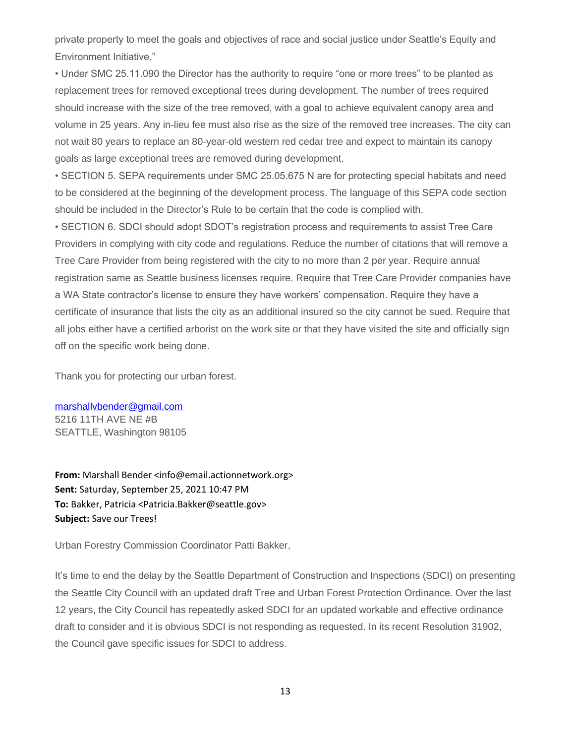private property to meet the goals and objectives of race and social justice under Seattle's Equity and Environment Initiative."

• Under SMC 25.11.090 the Director has the authority to require "one or more trees" to be planted as replacement trees for removed exceptional trees during development. The number of trees required should increase with the size of the tree removed, with a goal to achieve equivalent canopy area and volume in 25 years. Any in-lieu fee must also rise as the size of the removed tree increases. The city can not wait 80 years to replace an 80-year-old western red cedar tree and expect to maintain its canopy goals as large exceptional trees are removed during development.

• SECTION 5. SEPA requirements under SMC 25.05.675 N are for protecting special habitats and need to be considered at the beginning of the development process. The language of this SEPA code section should be included in the Director's Rule to be certain that the code is complied with.

• SECTION 6. SDCI should adopt SDOT's registration process and requirements to assist Tree Care Providers in complying with city code and regulations. Reduce the number of citations that will remove a Tree Care Provider from being registered with the city to no more than 2 per year. Require annual registration same as Seattle business licenses require. Require that Tree Care Provider companies have a WA State contractor's license to ensure they have workers' compensation. Require they have a certificate of insurance that lists the city as an additional insured so the city cannot be sued. Require that all jobs either have a certified arborist on the work site or that they have visited the site and officially sign off on the specific work being done.

Thank you for protecting our urban forest.

marshallvbender@gmail.com
5216 11TH AVE NE #B
SEATTLE, Washington 98105

**From:** Marshall Bender <info@email.actionnetwork.org>
**Sent:** Saturday, September 25, 2021 10:47 PM
**To:** Bakker, Patricia <Patricia.Bakker@seattle.gov>
**Subject:** Save our Trees!

Urban Forestry Commission Coordinator Patti Bakker,

It's time to end the delay by the Seattle Department of Construction and Inspections (SDCI) on presenting the Seattle City Council with an updated draft Tree and Urban Forest Protection Ordinance. Over the last 12 years, the City Council has repeatedly asked SDCI for an updated workable and effective ordinance draft to consider and it is obvious SDCI is not responding as requested. In its recent Resolution 31902, the Council gave specific issues for SDCI to address.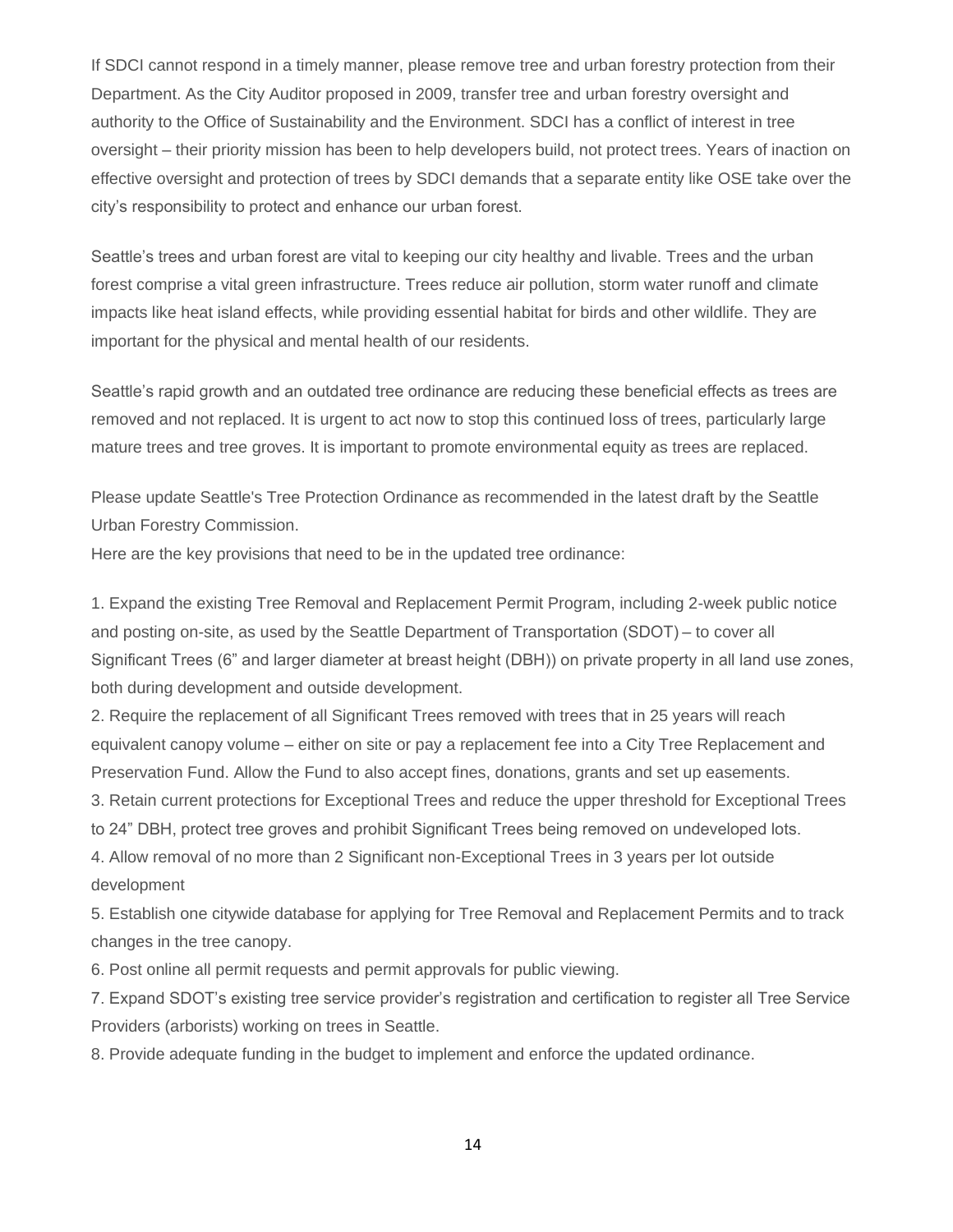If SDCI cannot respond in a timely manner, please remove tree and urban forestry protection from their Department. As the City Auditor proposed in 2009, transfer tree and urban forestry oversight and authority to the Office of Sustainability and the Environment. SDCI has a conflict of interest in tree oversight – their priority mission has been to help developers build, not protect trees. Years of inaction on effective oversight and protection of trees by SDCI demands that a separate entity like OSE take over the city's responsibility to protect and enhance our urban forest.

Seattle's trees and urban forest are vital to keeping our city healthy and livable. Trees and the urban forest comprise a vital green infrastructure. Trees reduce air pollution, storm water runoff and climate impacts like heat island effects, while providing essential habitat for birds and other wildlife. They are important for the physical and mental health of our residents.

Seattle's rapid growth and an outdated tree ordinance are reducing these beneficial effects as trees are removed and not replaced. It is urgent to act now to stop this continued loss of trees, particularly large mature trees and tree groves. It is important to promote environmental equity as trees are replaced.

Please update Seattle's Tree Protection Ordinance as recommended in the latest draft by the Seattle Urban Forestry Commission.

Here are the key provisions that need to be in the updated tree ordinance:

1. Expand the existing Tree Removal and Replacement Permit Program, including 2-week public notice and posting on-site, as used by the Seattle Department of Transportation (SDOT) – to cover all Significant Trees (6" and larger diameter at breast height (DBH)) on private property in all land use zones, both during development and outside development.
2. Require the replacement of all Significant Trees removed with trees that in 25 years will reach equivalent canopy volume – either on site or pay a replacement fee into a City Tree Replacement and Preservation Fund. Allow the Fund to also accept fines, donations, grants and set up easements.
3. Retain current protections for Exceptional Trees and reduce the upper threshold for Exceptional Trees to 24" DBH, protect tree groves and prohibit Significant Trees being removed on undeveloped lots.
4. Allow removal of no more than 2 Significant non-Exceptional Trees in 3 years per lot outside development
5. Establish one citywide database for applying for Tree Removal and Replacement Permits and to track changes in the tree canopy.
6. Post online all permit requests and permit approvals for public viewing.
7. Expand SDOT's existing tree service provider's registration and certification to register all Tree Service Providers (arborists) working on trees in Seattle.
8. Provide adequate funding in the budget to implement and enforce the updated ordinance.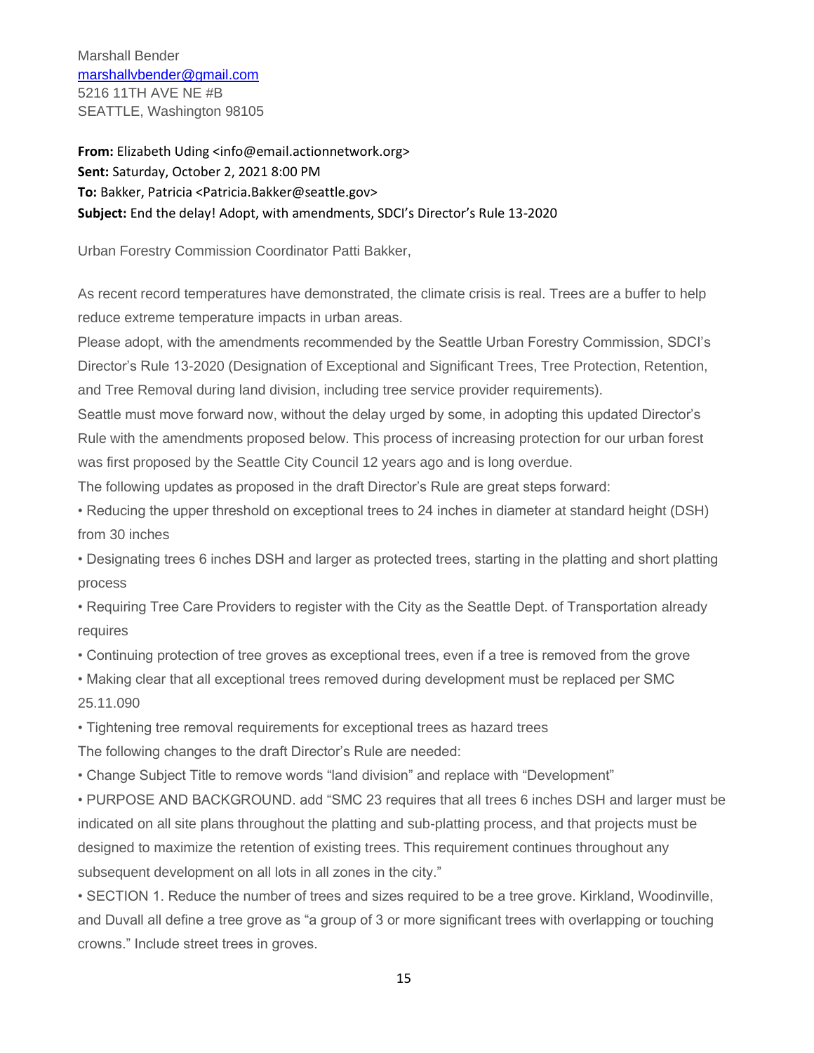Marshall Bender
marshallvbender@gmail.com
5216 11TH AVE NE #B
SEATTLE, Washington 98105

**From:** Elizabeth Uding <info@email.actionnetwork.org>
**Sent:** Saturday, October 2, 2021 8:00 PM
**To:** Bakker, Patricia <Patricia.Bakker@seattle.gov>
**Subject:** End the delay! Adopt, with amendments, SDCI's Director's Rule 13-2020

Urban Forestry Commission Coordinator Patti Bakker,

As recent record temperatures have demonstrated, the climate crisis is real. Trees are a buffer to help reduce extreme temperature impacts in urban areas.

Please adopt, with the amendments recommended by the Seattle Urban Forestry Commission, SDCI's Director's Rule 13-2020 (Designation of Exceptional and Significant Trees, Tree Protection, Retention, and Tree Removal during land division, including tree service provider requirements).

Seattle must move forward now, without the delay urged by some, in adopting this updated Director's Rule with the amendments proposed below. This process of increasing protection for our urban forest was first proposed by the Seattle City Council 12 years ago and is long overdue.

The following updates as proposed in the draft Director's Rule are great steps forward:

- Reducing the upper threshold on exceptional trees to 24 inches in diameter at standard height (DSH) from 30 inches
- Designating trees 6 inches DSH and larger as protected trees, starting in the platting and short platting process
- Requiring Tree Care Providers to register with the City as the Seattle Dept. of Transportation already requires
- Continuing protection of tree groves as exceptional trees, even if a tree is removed from the grove
- Making clear that all exceptional trees removed during development must be replaced per SMC 25.11.090
- Tightening tree removal requirements for exceptional trees as hazard trees

The following changes to the draft Director's Rule are needed:

- Change Subject Title to remove words "land division" and replace with "Development"
- PURPOSE AND BACKGROUND. add "SMC 23 requires that all trees 6 inches DSH and larger must be indicated on all site plans throughout the platting and sub-platting process, and that projects must be designed to maximize the retention of existing trees. This requirement continues throughout any subsequent development on all lots in all zones in the city."
- SECTION 1. Reduce the number of trees and sizes required to be a tree grove. Kirkland, Woodinville, and Duvall all define a tree grove as "a group of 3 or more significant trees with overlapping or touching crowns." Include street trees in groves.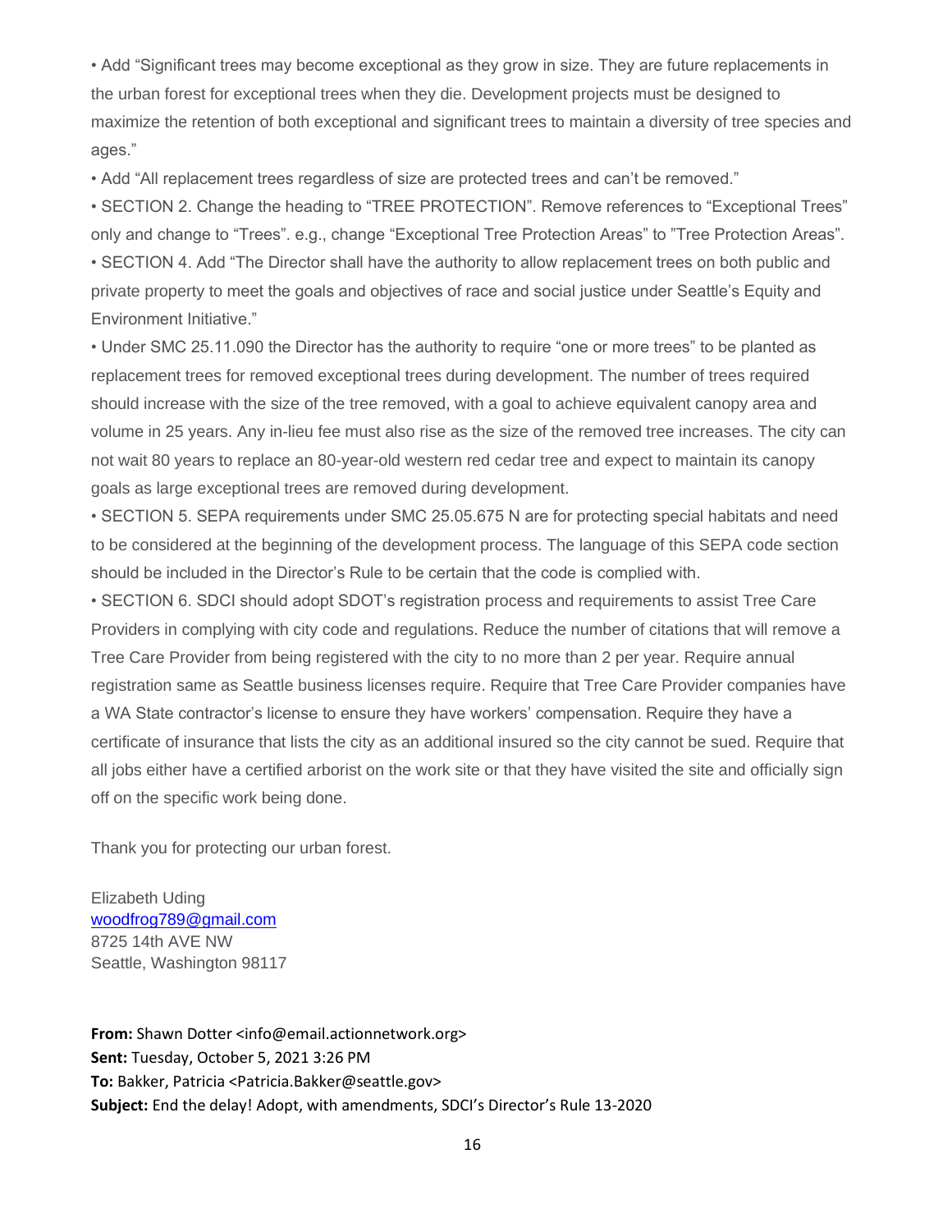- Add "Significant trees may become exceptional as they grow in size. They are future replacements in the urban forest for exceptional trees when they die. Development projects must be designed to maximize the retention of both exceptional and significant trees to maintain a diversity of tree species and ages."
- Add "All replacement trees regardless of size are protected trees and can't be removed."
- SECTION 2. Change the heading to "TREE PROTECTION". Remove references to "Exceptional Trees" only and change to "Trees". e.g., change "Exceptional Tree Protection Areas" to "Tree Protection Areas".
- SECTION 4. Add "The Director shall have the authority to allow replacement trees on both public and private property to meet the goals and objectives of race and social justice under Seattle's Equity and Environment Initiative."
- Under SMC 25.11.090 the Director has the authority to require "one or more trees" to be planted as replacement trees for removed exceptional trees during development. The number of trees required should increase with the size of the tree removed, with a goal to achieve equivalent canopy area and volume in 25 years. Any in-lieu fee must also rise as the size of the removed tree increases. The city can not wait 80 years to replace an 80-year-old western red cedar tree and expect to maintain its canopy goals as large exceptional trees are removed during development.
- SECTION 5. SEPA requirements under SMC 25.05.675 N are for protecting special habitats and need to be considered at the beginning of the development process. The language of this SEPA code section should be included in the Director's Rule to be certain that the code is complied with.
- SECTION 6. SDCI should adopt SDOT's registration process and requirements to assist Tree Care Providers in complying with city code and regulations. Reduce the number of citations that will remove a Tree Care Provider from being registered with the city to no more than 2 per year. Require annual registration same as Seattle business licenses require. Require that Tree Care Provider companies have a WA State contractor's license to ensure they have workers' compensation. Require they have a certificate of insurance that lists the city as an additional insured so the city cannot be sued. Require that all jobs either have a certified arborist on the work site or that they have visited the site and officially sign off on the specific work being done.

Thank you for protecting our urban forest.

Elizabeth Uding  
woodfrog789@gmail.com  
8725 14th AVE NW  
Seattle, Washington 98117

**From:** Shawn Dotter <info@email.actionnetwork.org>  
**Sent:** Tuesday, October 5, 2021 3:26 PM  
**To:** Bakker, Patricia <Patricia.Bakker@seattle.gov>  
**Subject:** End the delay! Adopt, with amendments, SDCI's Director's Rule 13-2020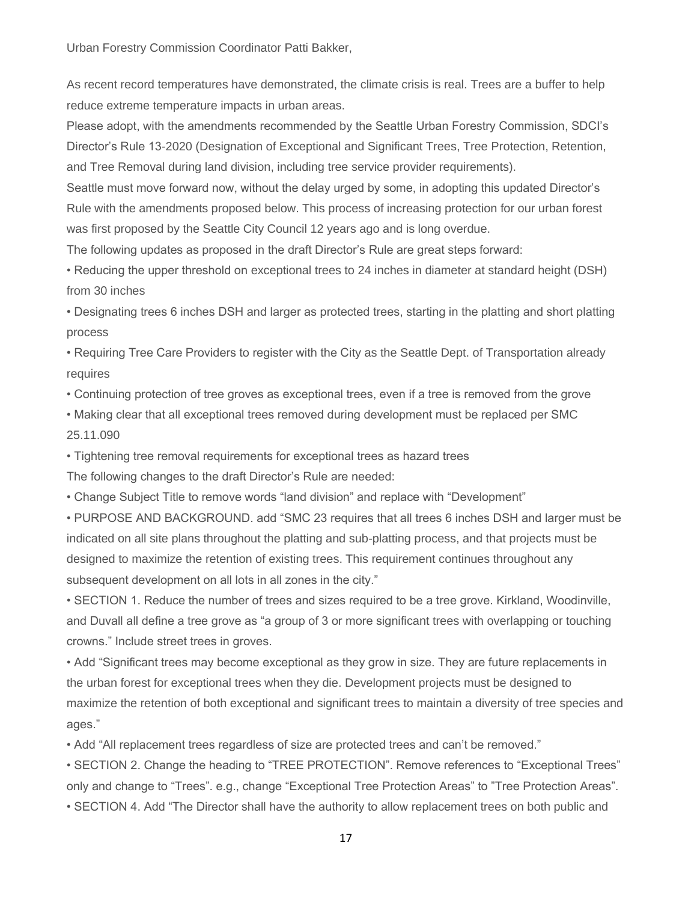Urban Forestry Commission Coordinator Patti Bakker,

As recent record temperatures have demonstrated, the climate crisis is real. Trees are a buffer to help reduce extreme temperature impacts in urban areas.

Please adopt, with the amendments recommended by the Seattle Urban Forestry Commission, SDCI's Director's Rule 13-2020 (Designation of Exceptional and Significant Trees, Tree Protection, Retention, and Tree Removal during land division, including tree service provider requirements).

Seattle must move forward now, without the delay urged by some, in adopting this updated Director's Rule with the amendments proposed below. This process of increasing protection for our urban forest was first proposed by the Seattle City Council 12 years ago and is long overdue.

The following updates as proposed in the draft Director's Rule are great steps forward:

- Reducing the upper threshold on exceptional trees to 24 inches in diameter at standard height (DSH) from 30 inches
- Designating trees 6 inches DSH and larger as protected trees, starting in the platting and short platting process
- Requiring Tree Care Providers to register with the City as the Seattle Dept. of Transportation already requires
- Continuing protection of tree groves as exceptional trees, even if a tree is removed from the grove
- Making clear that all exceptional trees removed during development must be replaced per SMC 25.11.090
- Tightening tree removal requirements for exceptional trees as hazard trees

The following changes to the draft Director's Rule are needed:

- Change Subject Title to remove words "land division" and replace with "Development"
- PURPOSE AND BACKGROUND. add "SMC 23 requires that all trees 6 inches DSH and larger must be indicated on all site plans throughout the platting and sub-platting process, and that projects must be designed to maximize the retention of existing trees. This requirement continues throughout any subsequent development on all lots in all zones in the city."
- SECTION 1. Reduce the number of trees and sizes required to be a tree grove. Kirkland, Woodinville, and Duvall all define a tree grove as "a group of 3 or more significant trees with overlapping or touching crowns." Include street trees in groves.
- Add "Significant trees may become exceptional as they grow in size. They are future replacements in the urban forest for exceptional trees when they die. Development projects must be designed to maximize the retention of both exceptional and significant trees to maintain a diversity of tree species and ages."
- Add "All replacement trees regardless of size are protected trees and can't be removed."
- SECTION 2. Change the heading to "TREE PROTECTION". Remove references to "Exceptional Trees" only and change to "Trees". e.g., change "Exceptional Tree Protection Areas" to "Tree Protection Areas".
- SECTION 4. Add "The Director shall have the authority to allow replacement trees on both public and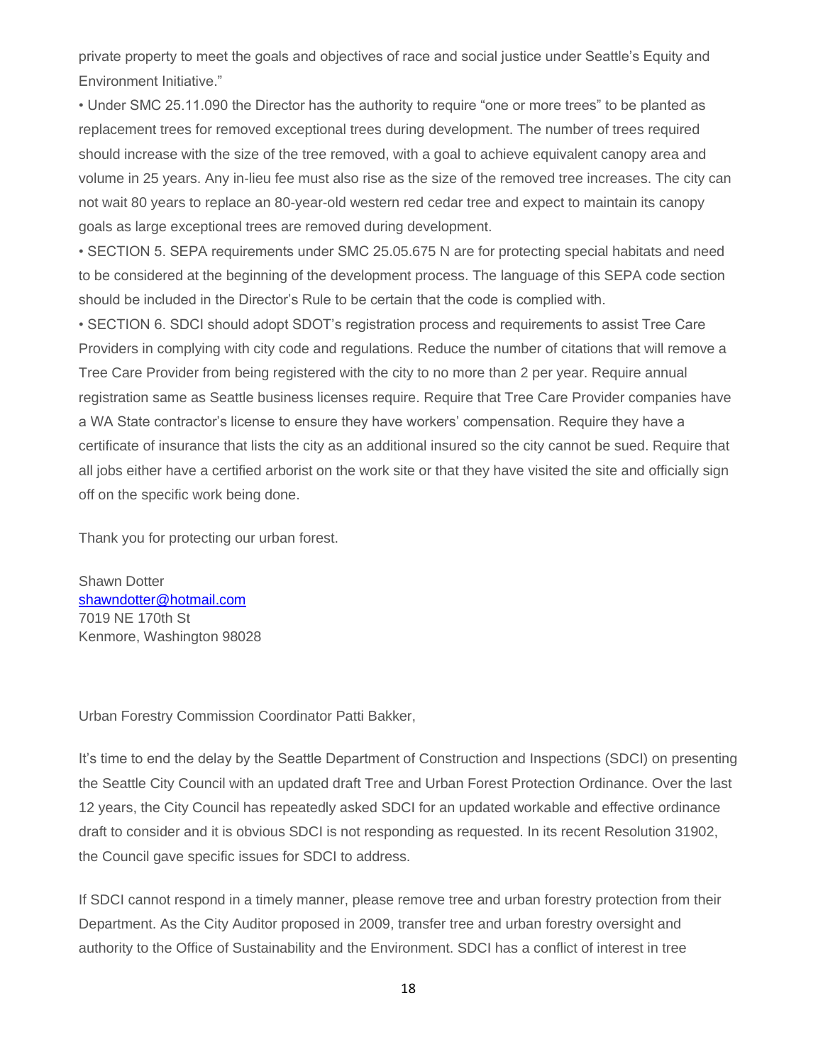private property to meet the goals and objectives of race and social justice under Seattle's Equity and Environment Initiative."

• Under SMC 25.11.090 the Director has the authority to require "one or more trees" to be planted as replacement trees for removed exceptional trees during development. The number of trees required should increase with the size of the tree removed, with a goal to achieve equivalent canopy area and volume in 25 years. Any in-lieu fee must also rise as the size of the removed tree increases. The city can not wait 80 years to replace an 80-year-old western red cedar tree and expect to maintain its canopy goals as large exceptional trees are removed during development.

• SECTION 5. SEPA requirements under SMC 25.05.675 N are for protecting special habitats and need to be considered at the beginning of the development process. The language of this SEPA code section should be included in the Director's Rule to be certain that the code is complied with.

• SECTION 6. SDCI should adopt SDOT's registration process and requirements to assist Tree Care Providers in complying with city code and regulations. Reduce the number of citations that will remove a Tree Care Provider from being registered with the city to no more than 2 per year. Require annual registration same as Seattle business licenses require. Require that Tree Care Provider companies have a WA State contractor's license to ensure they have workers' compensation. Require they have a certificate of insurance that lists the city as an additional insured so the city cannot be sued. Require that all jobs either have a certified arborist on the work site or that they have visited the site and officially sign off on the specific work being done.

Thank you for protecting our urban forest.

Shawn Dotter
shawndotter@hotmail.com
7019 NE 170th St
Kenmore, Washington 98028

Urban Forestry Commission Coordinator Patti Bakker,

It's time to end the delay by the Seattle Department of Construction and Inspections (SDCI) on presenting the Seattle City Council with an updated draft Tree and Urban Forest Protection Ordinance. Over the last 12 years, the City Council has repeatedly asked SDCI for an updated workable and effective ordinance draft to consider and it is obvious SDCI is not responding as requested. In its recent Resolution 31902, the Council gave specific issues for SDCI to address.

If SDCI cannot respond in a timely manner, please remove tree and urban forestry protection from their Department. As the City Auditor proposed in 2009, transfer tree and urban forestry oversight and authority to the Office of Sustainability and the Environment. SDCI has a conflict of interest in tree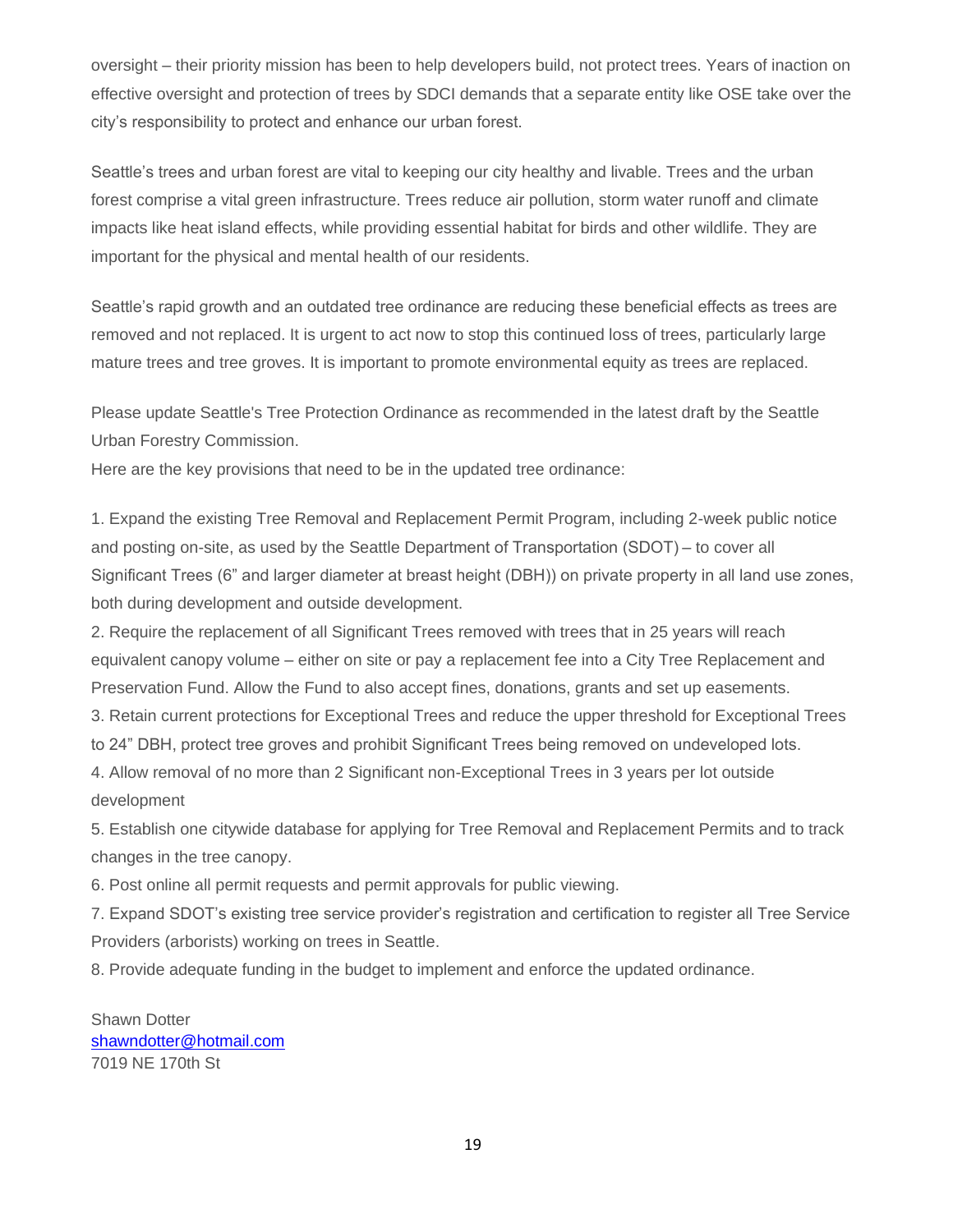oversight – their priority mission has been to help developers build, not protect trees. Years of inaction on effective oversight and protection of trees by SDCI demands that a separate entity like OSE take over the city's responsibility to protect and enhance our urban forest.

Seattle's trees and urban forest are vital to keeping our city healthy and livable. Trees and the urban forest comprise a vital green infrastructure. Trees reduce air pollution, storm water runoff and climate impacts like heat island effects, while providing essential habitat for birds and other wildlife. They are important for the physical and mental health of our residents.

Seattle's rapid growth and an outdated tree ordinance are reducing these beneficial effects as trees are removed and not replaced. It is urgent to act now to stop this continued loss of trees, particularly large mature trees and tree groves. It is important to promote environmental equity as trees are replaced.

Please update Seattle's Tree Protection Ordinance as recommended in the latest draft by the Seattle Urban Forestry Commission.
Here are the key provisions that need to be in the updated tree ordinance:

1. Expand the existing Tree Removal and Replacement Permit Program, including 2-week public notice and posting on-site, as used by the Seattle Department of Transportation (SDOT) – to cover all Significant Trees (6" and larger diameter at breast height (DBH)) on private property in all land use zones, both during development and outside development.
2. Require the replacement of all Significant Trees removed with trees that in 25 years will reach equivalent canopy volume – either on site or pay a replacement fee into a City Tree Replacement and Preservation Fund. Allow the Fund to also accept fines, donations, grants and set up easements.
3. Retain current protections for Exceptional Trees and reduce the upper threshold for Exceptional Trees to 24" DBH, protect tree groves and prohibit Significant Trees being removed on undeveloped lots.
4. Allow removal of no more than 2 Significant non-Exceptional Trees in 3 years per lot outside development
5. Establish one citywide database for applying for Tree Removal and Replacement Permits and to track changes in the tree canopy.
6. Post online all permit requests and permit approvals for public viewing.
7. Expand SDOT's existing tree service provider's registration and certification to register all Tree Service Providers (arborists) working on trees in Seattle.
8. Provide adequate funding in the budget to implement and enforce the updated ordinance.

Shawn Dotter
shawndotter@hotmail.com
7019 NE 170th St